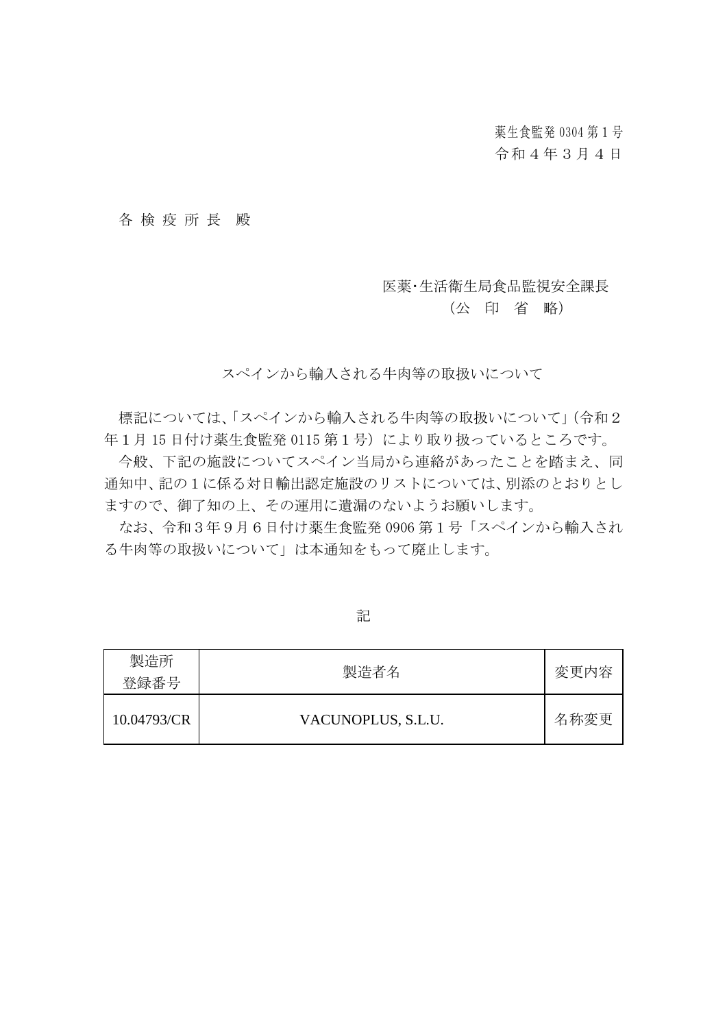薬生食監発 0304 第 1 号
令和４年３月４日

各検疫所長　殿

医薬･生活衛生局食品監視安全課長
（公　印　省　略）

スペインから輸入される牛肉等の取扱いについて

標記については、「スペインから輸入される牛肉等の取扱いについて」（令和２年１月 15 日付け薬生食監発 0115 第１号）により取り扱っているところです。

今般、下記の施設についてスペイン当局から連絡があったことを踏まえ、同通知中、記の１に係る対日輸出認定施設のリストについては、別添のとおりとしますので、御了知の上、その運用に遺漏のないようお願いします。

なお、令和３年９月６日付け薬生食監発 0906 第１号「スペインから輸入される牛肉等の取扱いについて」は本通知をもって廃止します。

記

| 製造所登録番号 | 製造者名 | 変更内容 |
| --- | --- | --- |
| 10.04793/CR | VACUNOPLUS, S.L.U. | 名称変更 |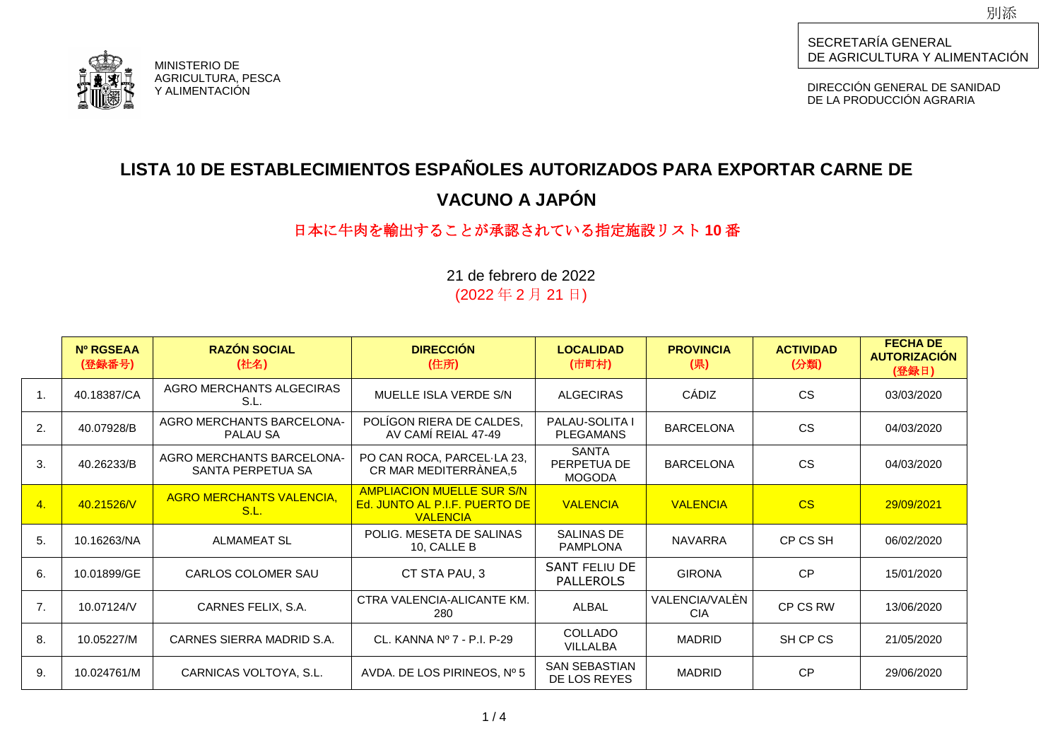別添

MINISTERIO DE AGRICULTURA, PESCA Y ALIMENTACIÓN

SECRETARÍA GENERAL DE AGRICULTURA Y ALIMENTACIÓN

DIRECCIÓN GENERAL DE SANIDAD DE LA PRODUCCIÓN AGRARIA

# LISTA 10 DE ESTABLECIMIENTOS ESPAÑOLES AUTORIZADOS PARA EXPORTAR CARNE DE VACUNO A JAPÓN

## 日本に牛肉を輸出することが承認されている指定施設リスト 10 番

21 de febrero de 2022
(2022 年 2 月 21 日)

| | Nº RGSEAA (登録番号) | RAZÓN SOCIAL (社名) | DIRECCIÓN (住所) | LOCALIDAD (市町村) | PROVINCIA (県) | ACTIVIDAD (分類) | FECHA DE AUTORIZACIÓN (登録日) |
|---|---|---|---|---|---|---|---|
| 1. | 40.18387/CA | AGRO MERCHANTS ALGECIRAS S.L. | MUELLE ISLA VERDE S/N | ALGECIRAS | CÁDIZ | CS | 03/03/2020 |
| 2. | 40.07928/B | AGRO MERCHANTS BARCELONA-PALAU SA | POLÍGON RIERA DE CALDES, AV CAMÍ REIAL 47-49 | PALAU-SOLITA I PLEGAMANS | BARCELONA | CS | 04/03/2020 |
| 3. | 40.26233/B | AGRO MERCHANTS BARCELONA-SANTA PERPETUA SA | PO CAN ROCA, PARCEL·LA 23, CR MAR MEDITERRÀNEA,5 | SANTA PERPETUA DE MOGODA | BARCELONA | CS | 04/03/2020 |
| 4. | 40.21526/V | AGRO MERCHANTS VALENCIA, S.L. | AMPLIACION MUELLE SUR S/N Ed. JUNTO AL P.I.F. PUERTO DE VALENCIA | VALENCIA | VALENCIA | CS | 29/09/2021 |
| 5. | 10.16263/NA | ALMAMEAT SL | POLIG. MESETA DE SALINAS 10, CALLE B | SALINAS DE PAMPLONA | NAVARRA | CP CS SH | 06/02/2020 |
| 6. | 10.01899/GE | CARLOS COLOMER SAU | CT STA PAU, 3 | SANT FELIU DE PALLEROLS | GIRONA | CP | 15/01/2020 |
| 7. | 10.07124/V | CARNES FELIX, S.A. | CTRA VALENCIA-ALICANTE KM. 280 | ALBAL | VALENCIA/VALÈNCIA | CP CS RW | 13/06/2020 |
| 8. | 10.05227/M | CARNES SIERRA MADRID S.A. | CL. KANNA Nº 7 - P.I. P-29 | COLLADO VILLALBA | MADRID | SH CP CS | 21/05/2020 |
| 9. | 10.024761/M | CARNICAS VOLTOYA, S.L. | AVDA. DE LOS PIRINEOS, Nº 5 | SAN SEBASTIAN DE LOS REYES | MADRID | CP | 29/06/2020 |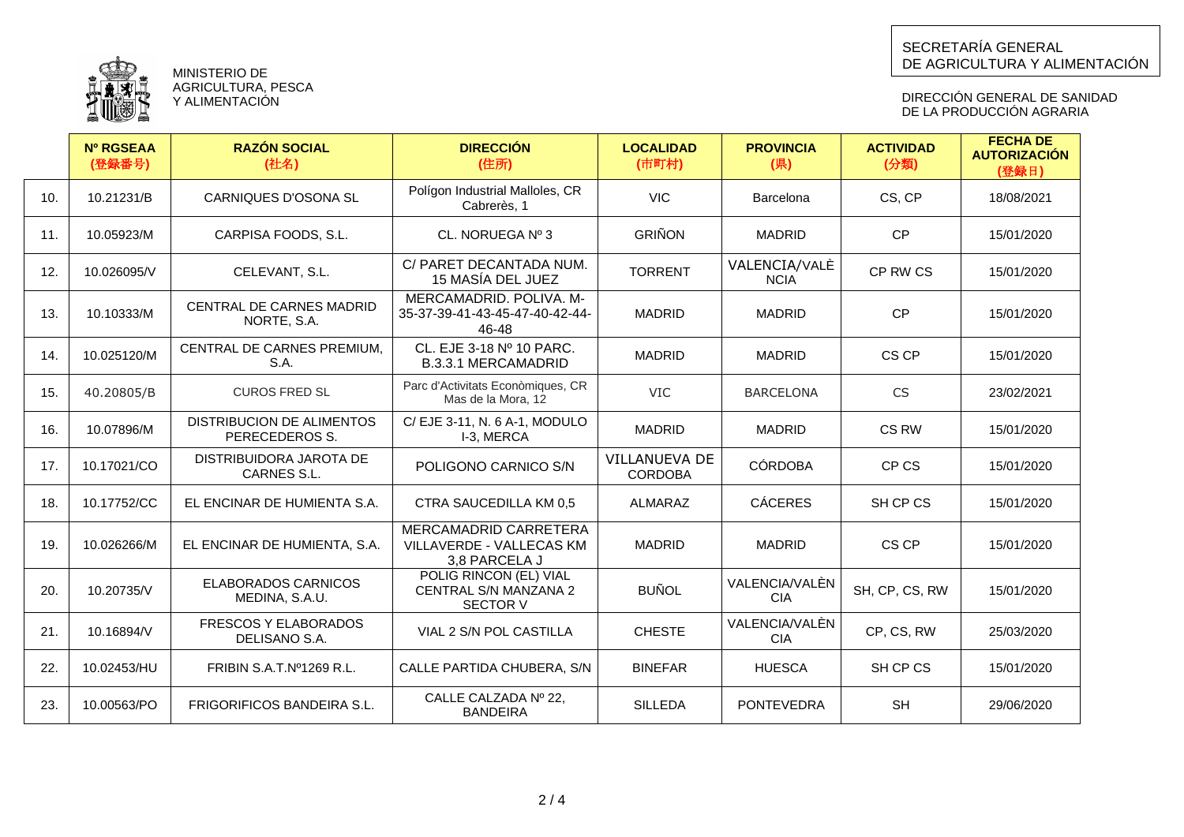MINISTERIO DE AGRICULTURA, PESCA Y ALIMENTACIÓN

SECRETARÍA GENERAL DE AGRICULTURA Y ALIMENTACIÓN

DIRECCIÓN GENERAL DE SANIDAD DE LA PRODUCCIÓN AGRARIA

| | Nº RGSEAA (登録番号) | RAZÓN SOCIAL (社名) | DIRECCIÓN (住所) | LOCALIDAD (市町村) | PROVINCIA (県) | ACTIVIDAD (分類) | FECHA DE AUTORIZACIÓN (登録日) |
|---|---|---|---|---|---|---|---|
| 10. | 10.21231/B | CARNIQUES D'OSONA SL | Polígon Industrial Malloles, CR Cabrerès, 1 | VIC | Barcelona | CS, CP | 18/08/2021 |
| 11. | 10.05923/M | CARPISA FOODS, S.L. | CL. NORUEGA Nº 3 | GRIÑON | MADRID | CP | 15/01/2020 |
| 12. | 10.026095/V | CELEVANT, S.L. | C/ PARET DECANTADA NUM. 15 MASÍA DEL JUEZ | TORRENT | VALENCIA/VALÈNCIA | CP RW CS | 15/01/2020 |
| 13. | 10.10333/M | CENTRAL DE CARNES MADRID NORTE, S.A. | MERCAMADRID. POLIVA. M-35-37-39-41-43-45-47-40-42-44-46-48 | MADRID | MADRID | CP | 15/01/2020 |
| 14. | 10.025120/M | CENTRAL DE CARNES PREMIUM, S.A. | CL. EJE 3-18 Nº 10 PARC. B.3.3.1 MERCAMADRID | MADRID | MADRID | CS CP | 15/01/2020 |
| 15. | 40.20805/B | CUROS FRED SL | Parc d'Activitats Econòmiques, CR Mas de la Mora, 12 | VIC | BARCELONA | CS | 23/02/2021 |
| 16. | 10.07896/M | DISTRIBUCION DE ALIMENTOS PERECEDEROS S. | C/ EJE 3-11, N. 6 A-1, MODULO I-3, MERCA | MADRID | MADRID | CS RW | 15/01/2020 |
| 17. | 10.17021/CO | DISTRIBUIDORA JAROTA DE CARNES S.L. | POLIGONO CARNICO S/N | VILLANUEVA DE CORDOBA | CÓRDOBA | CP CS | 15/01/2020 |
| 18. | 10.17752/CC | EL ENCINAR DE HUMIENTA S.A. | CTRA SAUCEDILLA KM 0,5 | ALMARAZ | CÁCERES | SH CP CS | 15/01/2020 |
| 19. | 10.026266/M | EL ENCINAR DE HUMIENTA, S.A. | MERCAMADRID CARRETERA VILLAVERDE - VALLECAS KM 3,8 PARCELA J | MADRID | MADRID | CS CP | 15/01/2020 |
| 20. | 10.20735/V | ELABORADOS CARNICOS MEDINA, S.A.U. | POLIG RINCON (EL) VIAL CENTRAL S/N MANZANA 2 SECTOR V | BUÑOL | VALENCIA/VALÈNCIA | SH, CP, CS, RW | 15/01/2020 |
| 21. | 10.16894/V | FRESCOS Y ELABORADOS DELISANO S.A. | VIAL 2 S/N POL CASTILLA | CHESTE | VALENCIA/VALÈNCIA | CP, CS, RW | 25/03/2020 |
| 22. | 10.02453/HU | FRIBIN S.A.T.Nº1269 R.L. | CALLE PARTIDA CHUBERA, S/N | BINEFAR | HUESCA | SH CP CS | 15/01/2020 |
| 23. | 10.00563/PO | FRIGORIFICOS BANDEIRA S.L. | CALLE CALZADA Nº 22, BANDEIRA | SILLEDA | PONTEVEDRA | SH | 29/06/2020 |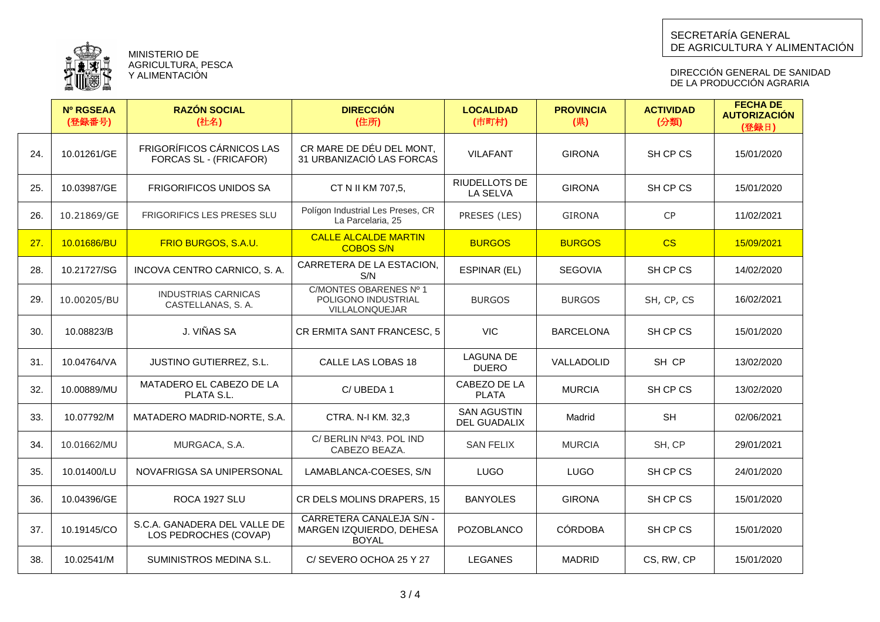MINISTERIO DE AGRICULTURA, PESCA Y ALIMENTACIÓN

SECRETARÍA GENERAL DE AGRICULTURA Y ALIMENTACIÓN

DIRECCIÓN GENERAL DE SANIDAD DE LA PRODUCCIÓN AGRARIA

| | Nº RGSEAA (登録番号) | RAZÓN SOCIAL (社名) | DIRECCIÓN (住所) | LOCALIDAD (市町村) | PROVINCIA (県) | ACTIVIDAD (分類) | FECHA DE AUTORIZACIÓN (登録日) |
|---|---|---|---|---|---|---|---|
| 24. | 10.01261/GE | FRIGORÍFICOS CÁRNICOS LAS FORCAS SL - (FRICAFOR) | CR MARE DE DÉU DEL MONT, 31 URBANIZACIÓ LAS FORCAS | VILAFANT | GIRONA | SH CP CS | 15/01/2020 |
| 25. | 10.03987/GE | FRIGORIFICOS UNIDOS SA | CT N II KM 707,5, | RIUDELLOTS DE LA SELVA | GIRONA | SH CP CS | 15/01/2020 |
| 26. | 10.21869/GE | FRIGORIFICS LES PRESES SLU | Polígon Industrial Les Preses, CR La Parcelaria, 25 | PRESES (LES) | GIRONA | CP | 11/02/2021 |
| 27. | 10.01686/BU | FRIO BURGOS, S.A.U. | CALLE ALCALDE MARTIN COBOS S/N | BURGOS | BURGOS | CS | 15/09/2021 |
| 28. | 10.21727/SG | INCOVA CENTRO CARNICO, S. A. | CARRETERA DE LA ESTACION, S/N | ESPINAR (EL) | SEGOVIA | SH CP CS | 14/02/2020 |
| 29. | 10.00205/BU | INDUSTRIAS CARNICAS CASTELLANAS, S. A. | C/MONTES OBARENES Nº 1 POLIGONO INDUSTRIAL VILLALONQUEJAR | BURGOS | BURGOS | SH, CP, CS | 16/02/2021 |
| 30. | 10.08823/B | J. VIÑAS SA | CR ERMITA SANT FRANCESC, 5 | VIC | BARCELONA | SH CP CS | 15/01/2020 |
| 31. | 10.04764/VA | JUSTINO GUTIERREZ, S.L. | CALLE LAS LOBAS 18 | LAGUNA DE DUERO | VALLADOLID | SH CP | 13/02/2020 |
| 32. | 10.00889/MU | MATADERO EL CABEZO DE LA PLATA S.L. | C/ UBEDA 1 | CABEZO DE LA PLATA | MURCIA | SH CP CS | 13/02/2020 |
| 33. | 10.07792/M | MATADERO MADRID-NORTE, S.A. | CTRA. N-I KM. 32,3 | SAN AGUSTIN DEL GUADALIX | Madrid | SH | 02/06/2021 |
| 34. | 10.01662/MU | MURGACA, S.A. | C/ BERLIN Nº43. POL IND CABEZO BEAZA. | SAN FELIX | MURCIA | SH, CP | 29/01/2021 |
| 35. | 10.01400/LU | NOVAFRIGSA SA UNIPERSONAL | LAMABLANCA-COESES, S/N | LUGO | LUGO | SH CP CS | 24/01/2020 |
| 36. | 10.04396/GE | ROCA 1927 SLU | CR DELS MOLINS DRAPERS, 15 | BANYOLES | GIRONA | SH CP CS | 15/01/2020 |
| 37. | 10.19145/CO | S.C.A. GANADERA DEL VALLE DE LOS PEDROCHES (COVAP) | CARRETERA CANALEJA S/N - MARGEN IZQUIERDO, DEHESA BOYAL | POZOBLANCO | CÓRDOBA | SH CP CS | 15/01/2020 |
| 38. | 10.02541/M | SUMINISTROS MEDINA S.L. | C/ SEVERO OCHOA 25 Y 27 | LEGANES | MADRID | CS, RW, CP | 15/01/2020 |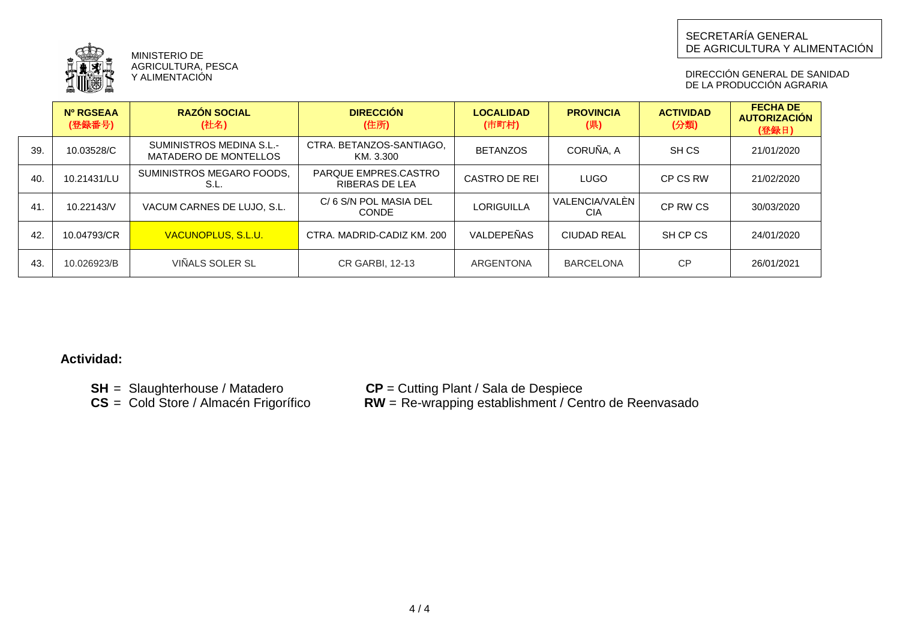MINISTERIO DE AGRICULTURA, PESCA Y ALIMENTACIÓN

SECRETARÍA GENERAL DE AGRICULTURA Y ALIMENTACIÓN

DIRECCIÓN GENERAL DE SANIDAD DE LA PRODUCCIÓN AGRARIA

| | Nº RGSEAA (登録番号) | RAZÓN SOCIAL (社名) | DIRECCIÓN (住所) | LOCALIDAD (市町村) | PROVINCIA (県) | ACTIVIDAD (分類) | FECHA DE AUTORIZACIÓN (登録日) |
|---|---|---|---|---|---|---|---|
| 39. | 10.03528/C | SUMINISTROS MEDINA S.L.- MATADERO DE MONTELLOS | CTRA. BETANZOS-SANTIAGO, KM. 3.300 | BETANZOS | CORUÑA, A | SH CS | 21/01/2020 |
| 40. | 10.21431/LU | SUMINISTROS MEGARO FOODS, S.L. | PARQUE EMPRES.CASTRO RIBERAS DE LEA | CASTRO DE REI | LUGO | CP CS RW | 21/02/2020 |
| 41. | 10.22143/V | VACUM CARNES DE LUJO, S.L. | C/ 6 S/N POL MASIA DEL CONDE | LORIGUILLA | VALENCIA/VALÈN CIA | CP RW CS | 30/03/2020 |
| 42. | 10.04793/CR | VACUNOPLUS, S.L.U. | CTRA. MADRID-CADIZ KM. 200 | VALDEPEÑAS | CIUDAD REAL | SH CP CS | 24/01/2020 |
| 43. | 10.026923/B | VIÑALS SOLER SL | CR GARBI, 12-13 | ARGENTONA | BARCELONA | CP | 26/01/2021 |

**Actividad:**

**SH** = Slaughterhouse / Matadero

**CS** = Cold Store / Almacén Frigorífico

**CP** = Cutting Plant / Sala de Despiece

**RW** = Re-wrapping establishment / Centro de Reenvasado